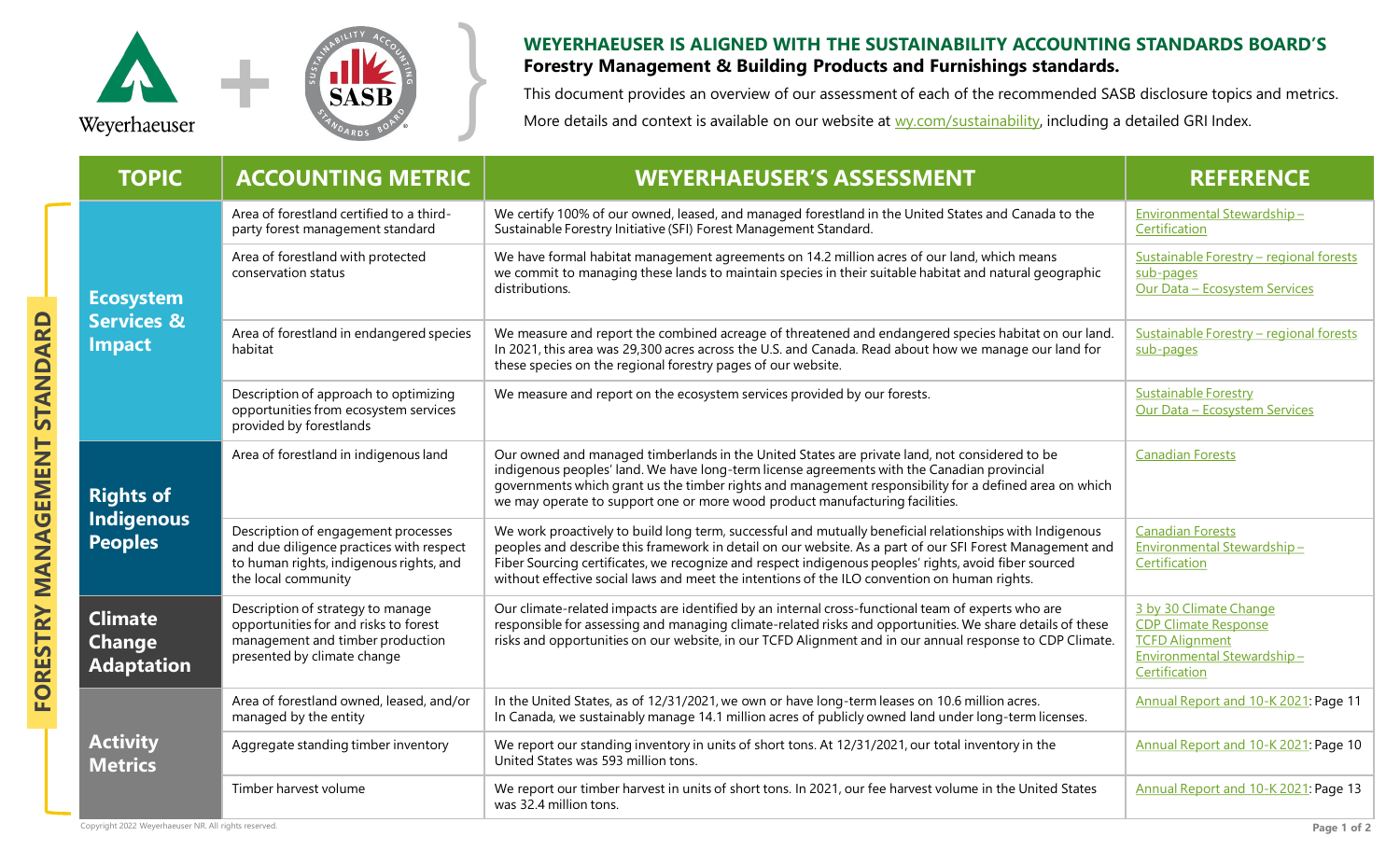Weyerhaeuser + SASB

## WEYERHAEUSER IS ALIGNED WITH THE SUSTAINABILITY ACCOUNTING STANDARDS BOARD'S **Forestry Management & Building Products and Furnishings standards.**

This document provides an overview of our assessment of each of the recommended SASB disclosure topics and metrics.

More details and context is available on our website at wy.com/sustainability, including a detailed GRI Index.

### FORESTRY MANAGEMENT STANDARD

| TOPIC | ACCOUNTING METRIC | WEYERHAEUSER'S ASSESSMENT | REFERENCE |
| --- | --- | --- | --- |
| **Ecosystem Services & Impact** | Area of forestland certified to a third-party forest management standard | We certify 100% of our owned, leased, and managed forestland in the United States and Canada to the Sustainable Forestry Initiative (SFI) Forest Management Standard. | Environmental Stewardship – Certification |
| | Area of forestland with protected conservation status | We have formal habitat management agreements on 14.2 million acres of our land, which means we commit to managing these lands to maintain species in their suitable habitat and natural geographic distributions. | Sustainable Forestry – regional forests sub-pages<br>Our Data – Ecosystem Services |
| | Area of forestland in endangered species habitat | We measure and report the combined acreage of threatened and endangered species habitat on our land. In 2021, this area was 29,300 acres across the U.S. and Canada. Read about how we manage our land for these species on the regional forestry pages of our website. | Sustainable Forestry – regional forests sub-pages |
| | Description of approach to optimizing opportunities from ecosystem services provided by forestlands | We measure and report on the ecosystem services provided by our forests. | Sustainable Forestry<br>Our Data – Ecosystem Services |
| **Rights of Indigenous Peoples** | Area of forestland in indigenous land | Our owned and managed timberlands in the United States are private land, not considered to be indigenous peoples' land. We have long-term license agreements with the Canadian provincial governments which grant us the timber rights and management responsibility for a defined area on which we may operate to support one or more wood product manufacturing facilities. | Canadian Forests |
| | Description of engagement processes and due diligence practices with respect to human rights, indigenous rights, and the local community | We work proactively to build long term, successful and mutually beneficial relationships with Indigenous peoples and describe this framework in detail on our website. As a part of our SFI Forest Management and Fiber Sourcing certificates, we recognize and respect indigenous peoples' rights, avoid fiber sourced without effective social laws and meet the intentions of the ILO convention on human rights. | Canadian Forests<br>Environmental Stewardship – Certification |
| **Climate Change Adaptation** | Description of strategy to manage opportunities for and risks to forest management and timber production presented by climate change | Our climate-related impacts are identified by an internal cross-functional team of experts who are responsible for assessing and managing climate-related risks and opportunities. We share details of these risks and opportunities on our website, in our TCFD Alignment and in our annual response to CDP Climate. | 3 by 30 Climate Change<br>CDP Climate Response<br>TCFD Alignment<br>Environmental Stewardship – Certification |
| **Activity Metrics** | Area of forestland owned, leased, and/or managed by the entity | In the United States, as of 12/31/2021, we own or have long-term leases on 10.6 million acres. In Canada, we sustainably manage 14.1 million acres of publicly owned land under long-term licenses. | Annual Report and 10-K 2021: Page 11 |
| | Aggregate standing timber inventory | We report our standing inventory in units of short tons. At 12/31/2021, our total inventory in the United States was 593 million tons. | Annual Report and 10-K 2021: Page 10 |
| | Timber harvest volume | We report our timber harvest in units of short tons. In 2021, our fee harvest volume in the United States was 32.4 million tons. | Annual Report and 10-K 2021: Page 13 |

Copyright 2022 Weyerhaeuser NR. All rights reserved.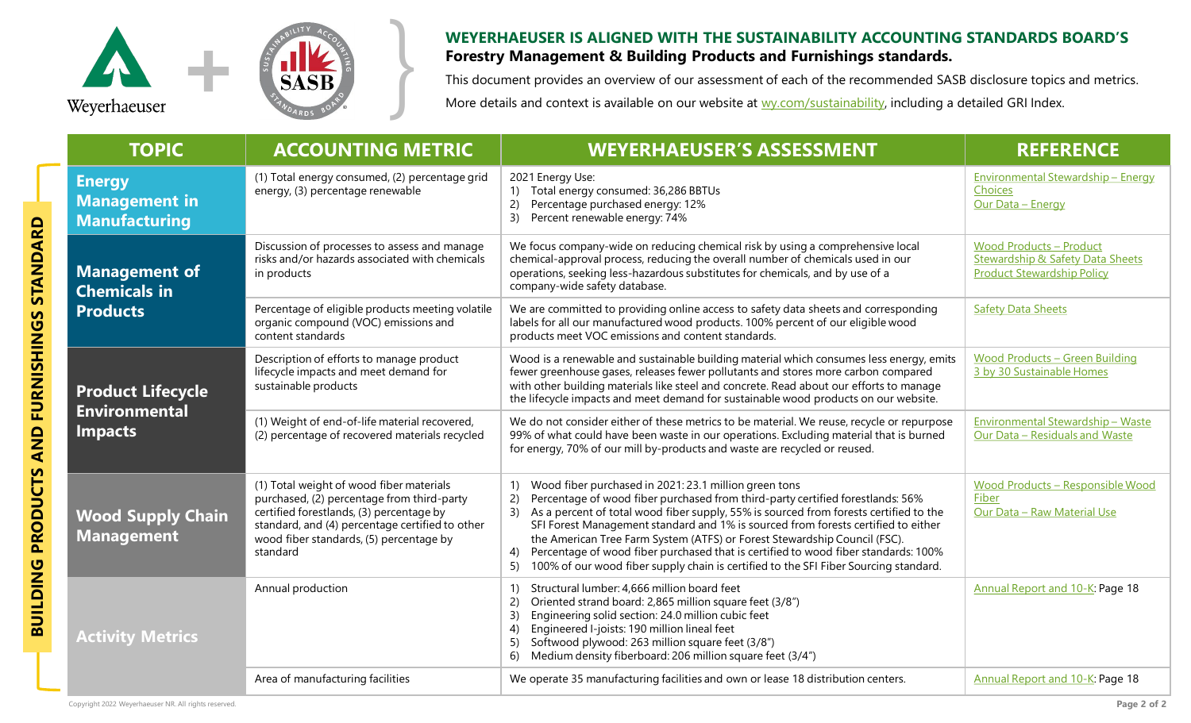## WEYERHAEUSER IS ALIGNED WITH THE SUSTAINABILITY ACCOUNTING STANDARDS BOARD'S Forestry Management & Building Products and Furnishings standards.

This document provides an overview of our assessment of each of the recommended SASB disclosure topics and metrics.

More details and context is available on our website at wy.com/sustainability, including a detailed GRI Index.

### BUILDING PRODUCTS AND FURNISHINGS STANDARD

| TOPIC | ACCOUNTING METRIC | WEYERHAEUSER'S ASSESSMENT | REFERENCE |
|---|---|---|---|
| Energy Management in Manufacturing | (1) Total energy consumed, (2) percentage grid energy, (3) percentage renewable | 2021 Energy Use:<br>1) Total energy consumed: 36,286 BBTUs<br>2) Percentage purchased energy: 12%<br>3) Percent renewable energy: 74% | Environmental Stewardship – Energy Choices<br>Our Data – Energy |
| Management of Chemicals in Products | Discussion of processes to assess and manage risks and/or hazards associated with chemicals in products | We focus company-wide on reducing chemical risk by using a comprehensive local chemical-approval process, reducing the overall number of chemicals used in our operations, seeking less-hazardous substitutes for chemicals, and by use of a company-wide safety database. | Wood Products – Product Stewardship & Safety Data Sheets<br>Product Stewardship Policy |
| | Percentage of eligible products meeting volatile organic compound (VOC) emissions and content standards | We are committed to providing online access to safety data sheets and corresponding labels for all our manufactured wood products. 100% percent of our eligible wood products meet VOC emissions and content standards. | Safety Data Sheets |
| Product Lifecycle Environmental Impacts | Description of efforts to manage product lifecycle impacts and meet demand for sustainable products | Wood is a renewable and sustainable building material which consumes less energy, emits fewer greenhouse gases, releases fewer pollutants and stores more carbon compared with other building materials like steel and concrete. Read about our efforts to manage the lifecycle impacts and meet demand for sustainable wood products on our website. | Wood Products – Green Building<br>3 by 30 Sustainable Homes |
| | (1) Weight of end-of-life material recovered, (2) percentage of recovered materials recycled | We do not consider either of these metrics to be material. We reuse, recycle or repurpose 99% of what could have been waste in our operations. Excluding material that is burned for energy, 70% of our mill by-products and waste are recycled or reused. | Environmental Stewardship – Waste<br>Our Data – Residuals and Waste |
| Wood Supply Chain Management | (1) Total weight of wood fiber materials purchased, (2) percentage from third-party certified forestlands, (3) percentage by standard, and (4) percentage certified to other wood fiber standards, (5) percentage by standard | 1) Wood fiber purchased in 2021: 23.1 million green tons<br>2) Percentage of wood fiber purchased from third-party certified forestlands: 56%<br>3) As a percent of total wood fiber supply, 55% is sourced from forests certified to the SFI Forest Management standard and 1% is sourced from forests certified to either the American Tree Farm System (ATFS) or Forest Stewardship Council (FSC).<br>4) Percentage of wood fiber purchased that is certified to wood fiber standards: 100%<br>5) 100% of our wood fiber supply chain is certified to the SFI Fiber Sourcing standard. | Wood Products – Responsible Wood Fiber<br>Our Data – Raw Material Use |
| Activity Metrics | Annual production | 1) Structural lumber: 4,666 million board feet<br>2) Oriented strand board: 2,865 million square feet (3/8")<br>3) Engineering solid section: 24.0 million cubic feet<br>4) Engineered I-joists: 190 million lineal feet<br>5) Softwood plywood: 263 million square feet (3/8")<br>6) Medium density fiberboard: 206 million square feet (3/4") | Annual Report and 10-K: Page 18 |
| | Area of manufacturing facilities | We operate 35 manufacturing facilities and own or lease 18 distribution centers. | Annual Report and 10-K: Page 18 |

Copyright 2022 Weyerhaeuser NR. All rights reserved.